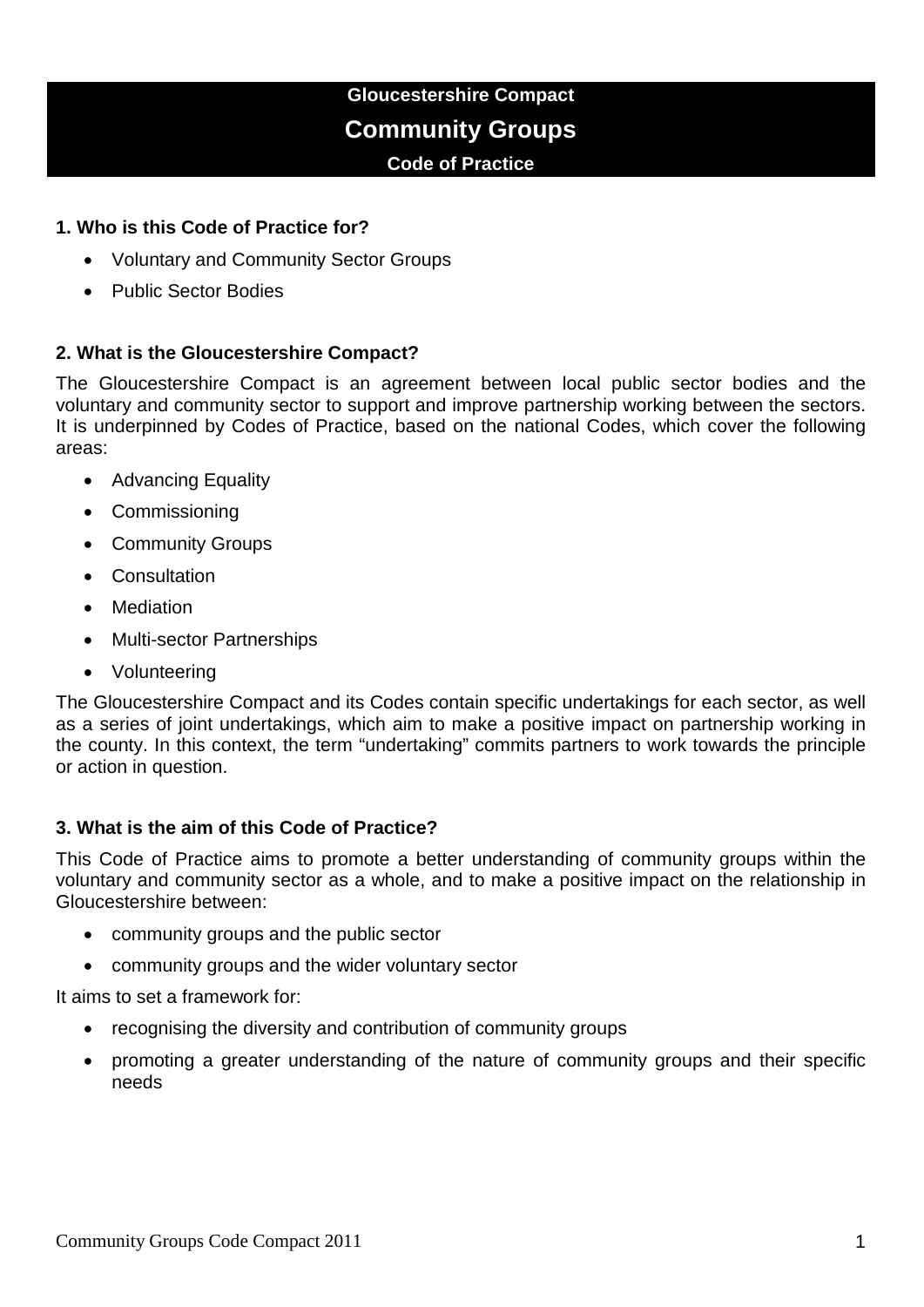# Gloucestershire Compact

## Community Groups

### Code of Practice

**1. Who is this Code of Practice for?**

- Voluntary and Community Sector Groups
- Public Sector Bodies

**2. What is the Gloucestershire Compact?**

The Gloucestershire Compact is an agreement between local public sector bodies and the voluntary and community sector to support and improve partnership working between the sectors. It is underpinned by Codes of Practice, based on the national Codes, which cover the following areas:

- Advancing Equality
- Commissioning
- Community Groups
- Consultation
- Mediation
- Multi-sector Partnerships
- Volunteering

The Gloucestershire Compact and its Codes contain specific undertakings for each sector, as well as a series of joint undertakings, which aim to make a positive impact on partnership working in the county. In this context, the term "undertaking" commits partners to work towards the principle or action in question.

**3. What is the aim of this Code of Practice?**

This Code of Practice aims to promote a better understanding of community groups within the voluntary and community sector as a whole, and to make a positive impact on the relationship in Gloucestershire between:

- community groups and the public sector
- community groups and the wider voluntary sector

It aims to set a framework for:

- recognising the diversity and contribution of community groups
- promoting a greater understanding of the nature of community groups and their specific needs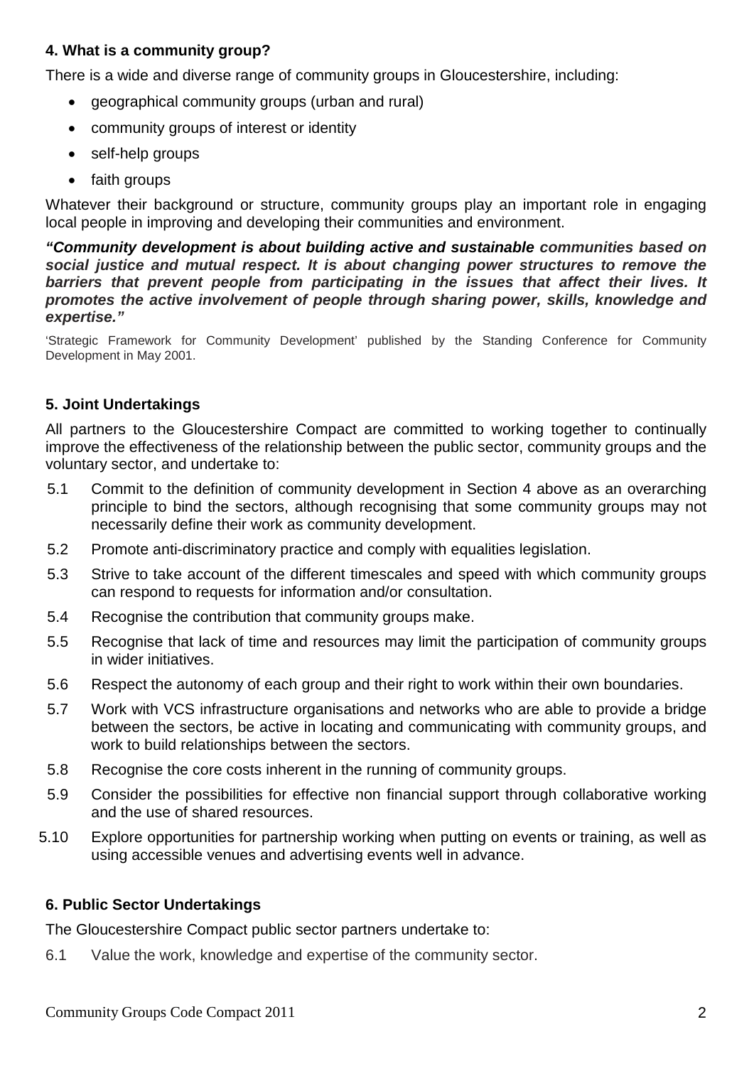## 4. What is a community group?

There is a wide and diverse range of community groups in Gloucestershire, including:

- geographical community groups (urban and rural)
- community groups of interest or identity
- self-help groups
- faith groups

Whatever their background or structure, community groups play an important role in engaging local people in improving and developing their communities and environment.

***"Community development is about building active and sustainable communities based on social justice and mutual respect. It is about changing power structures to remove the barriers that prevent people from participating in the issues that affect their lives. It promotes the active involvement of people through sharing power, skills, knowledge and expertise."***

'Strategic Framework for Community Development' published by the Standing Conference for Community Development in May 2001.

## 5. Joint Undertakings

All partners to the Gloucestershire Compact are committed to working together to continually improve the effectiveness of the relationship between the public sector, community groups and the voluntary sector, and undertake to:

5.1 Commit to the definition of community development in Section 4 above as an overarching principle to bind the sectors, although recognising that some community groups may not necessarily define their work as community development.

5.2 Promote anti-discriminatory practice and comply with equalities legislation.

5.3 Strive to take account of the different timescales and speed with which community groups can respond to requests for information and/or consultation.

5.4 Recognise the contribution that community groups make.

5.5 Recognise that lack of time and resources may limit the participation of community groups in wider initiatives.

5.6 Respect the autonomy of each group and their right to work within their own boundaries.

5.7 Work with VCS infrastructure organisations and networks who are able to provide a bridge between the sectors, be active in locating and communicating with community groups, and work to build relationships between the sectors.

5.8 Recognise the core costs inherent in the running of community groups.

5.9 Consider the possibilities for effective non financial support through collaborative working and the use of shared resources.

5.10 Explore opportunities for partnership working when putting on events or training, as well as using accessible venues and advertising events well in advance.

## 6. Public Sector Undertakings

The Gloucestershire Compact public sector partners undertake to:

6.1 Value the work, knowledge and expertise of the community sector.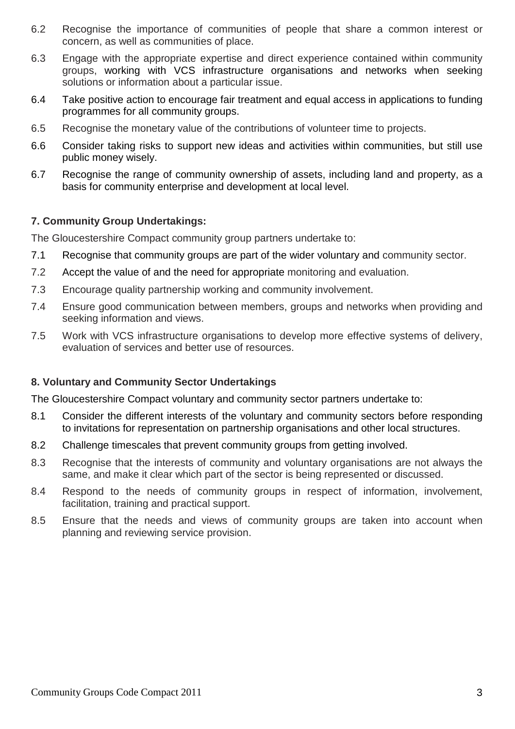6.2 Recognise the importance of communities of people that share a common interest or concern, as well as communities of place.

6.3 Engage with the appropriate expertise and direct experience contained within community groups, working with VCS infrastructure organisations and networks when seeking solutions or information about a particular issue.

6.4 Take positive action to encourage fair treatment and equal access in applications to funding programmes for all community groups.

6.5 Recognise the monetary value of the contributions of volunteer time to projects.

6.6 Consider taking risks to support new ideas and activities within communities, but still use public money wisely.

6.7 Recognise the range of community ownership of assets, including land and property, as a basis for community enterprise and development at local level.

### 7. Community Group Undertakings:

The Gloucestershire Compact community group partners undertake to:

7.1 Recognise that community groups are part of the wider voluntary and community sector.

7.2 Accept the value of and the need for appropriate monitoring and evaluation.

7.3 Encourage quality partnership working and community involvement.

7.4 Ensure good communication between members, groups and networks when providing and seeking information and views.

7.5 Work with VCS infrastructure organisations to develop more effective systems of delivery, evaluation of services and better use of resources.

### 8. Voluntary and Community Sector Undertakings

The Gloucestershire Compact voluntary and community sector partners undertake to:

8.1 Consider the different interests of the voluntary and community sectors before responding to invitations for representation on partnership organisations and other local structures.

8.2 Challenge timescales that prevent community groups from getting involved.

8.3 Recognise that the interests of community and voluntary organisations are not always the same, and make it clear which part of the sector is being represented or discussed.

8.4 Respond to the needs of community groups in respect of information, involvement, facilitation, training and practical support.

8.5 Ensure that the needs and views of community groups are taken into account when planning and reviewing service provision.